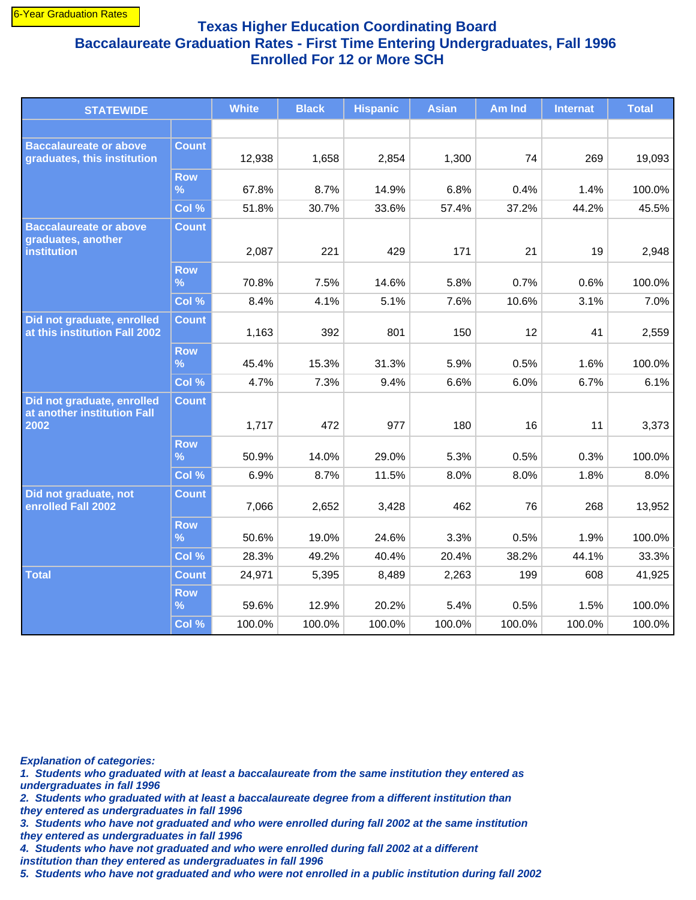6-Year Graduation Rates

# Texas Higher Education Coordinating Board
## Baccalaureate Graduation Rates - First Time Entering Undergraduates, Fall 1996
## Enrolled For 12 or More SCH

| STATEWIDE | | White | Black | Hispanic | Asian | Am Ind | Internat | Total |
|---|---|---|---|---|---|---|---|---|
| | | | | | | | | |
| Baccalaureate or above graduates, this institution | Count | 12,938 | 1,658 | 2,854 | 1,300 | 74 | 269 | 19,093 |
| | Row % | 67.8% | 8.7% | 14.9% | 6.8% | 0.4% | 1.4% | 100.0% |
| | Col % | 51.8% | 30.7% | 33.6% | 57.4% | 37.2% | 44.2% | 45.5% |
| Baccalaureate or above graduates, another institution | Count | 2,087 | 221 | 429 | 171 | 21 | 19 | 2,948 |
| | Row % | 70.8% | 7.5% | 14.6% | 5.8% | 0.7% | 0.6% | 100.0% |
| | Col % | 8.4% | 4.1% | 5.1% | 7.6% | 10.6% | 3.1% | 7.0% |
| Did not graduate, enrolled at this institution Fall 2002 | Count | 1,163 | 392 | 801 | 150 | 12 | 41 | 2,559 |
| | Row % | 45.4% | 15.3% | 31.3% | 5.9% | 0.5% | 1.6% | 100.0% |
| | Col % | 4.7% | 7.3% | 9.4% | 6.6% | 6.0% | 6.7% | 6.1% |
| Did not graduate, enrolled at another institution Fall 2002 | Count | 1,717 | 472 | 977 | 180 | 16 | 11 | 3,373 |
| | Row % | 50.9% | 14.0% | 29.0% | 5.3% | 0.5% | 0.3% | 100.0% |
| | Col % | 6.9% | 8.7% | 11.5% | 8.0% | 8.0% | 1.8% | 8.0% |
| Did not graduate, not enrolled Fall 2002 | Count | 7,066 | 2,652 | 3,428 | 462 | 76 | 268 | 13,952 |
| | Row % | 50.6% | 19.0% | 24.6% | 3.3% | 0.5% | 1.9% | 100.0% |
| | Col % | 28.3% | 49.2% | 40.4% | 20.4% | 38.2% | 44.1% | 33.3% |
| Total | Count | 24,971 | 5,395 | 8,489 | 2,263 | 199 | 608 | 41,925 |
| | Row % | 59.6% | 12.9% | 20.2% | 5.4% | 0.5% | 1.5% | 100.0% |
| | Col % | 100.0% | 100.0% | 100.0% | 100.0% | 100.0% | 100.0% | 100.0% |

***Explanation of categories:***
***1. Students who graduated with at least a baccalaureate from the same institution they entered as undergraduates in fall 1996***
***2. Students who graduated with at least a baccalaureate degree from a different institution than they entered as undergraduates in fall 1996***
***3. Students who have not graduated and who were enrolled during fall 2002 at the same institution they entered as undergraduates in fall 1996***
***4. Students who have not graduated and who were enrolled during fall 2002 at a different institution than they entered as undergraduates in fall 1996***
***5. Students who have not graduated and who were not enrolled in a public institution during fall 2002***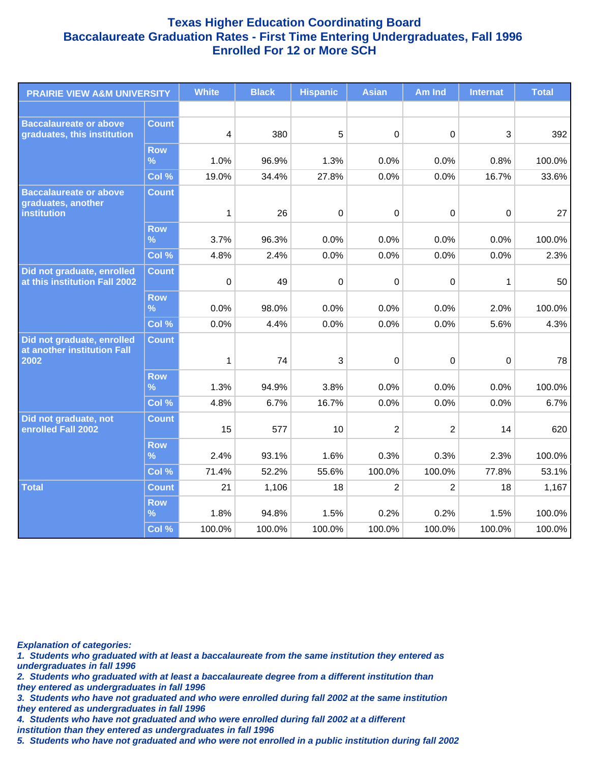# Texas Higher Education Coordinating Board
## Baccalaureate Graduation Rates - First Time Entering Undergraduates, Fall 1996
## Enrolled For 12 or More SCH

| PRAIRIE VIEW A&M UNIVERSITY | | White | Black | Hispanic | Asian | Am Ind | Internat | Total |
|---|---|---|---|---|---|---|---|---|
| | | | | | | | | |
| Baccalaureate or above graduates, this institution | Count | 4 | 380 | 5 | 0 | 0 | 3 | 392 |
| | Row % | 1.0% | 96.9% | 1.3% | 0.0% | 0.0% | 0.8% | 100.0% |
| | Col % | 19.0% | 34.4% | 27.8% | 0.0% | 0.0% | 16.7% | 33.6% |
| Baccalaureate or above graduates, another institution | Count | 1 | 26 | 0 | 0 | 0 | 0 | 27 |
| | Row % | 3.7% | 96.3% | 0.0% | 0.0% | 0.0% | 0.0% | 100.0% |
| | Col % | 4.8% | 2.4% | 0.0% | 0.0% | 0.0% | 0.0% | 2.3% |
| Did not graduate, enrolled at this institution Fall 2002 | Count | 0 | 49 | 0 | 0 | 0 | 1 | 50 |
| | Row % | 0.0% | 98.0% | 0.0% | 0.0% | 0.0% | 2.0% | 100.0% |
| | Col % | 0.0% | 4.4% | 0.0% | 0.0% | 0.0% | 5.6% | 4.3% |
| Did not graduate, enrolled at another institution Fall 2002 | Count | 1 | 74 | 3 | 0 | 0 | 0 | 78 |
| | Row % | 1.3% | 94.9% | 3.8% | 0.0% | 0.0% | 0.0% | 100.0% |
| | Col % | 4.8% | 6.7% | 16.7% | 0.0% | 0.0% | 0.0% | 6.7% |
| Did not graduate, not enrolled Fall 2002 | Count | 15 | 577 | 10 | 2 | 2 | 14 | 620 |
| | Row % | 2.4% | 93.1% | 1.6% | 0.3% | 0.3% | 2.3% | 100.0% |
| | Col % | 71.4% | 52.2% | 55.6% | 100.0% | 100.0% | 77.8% | 53.1% |
| Total | Count | 21 | 1,106 | 18 | 2 | 2 | 18 | 1,167 |
| | Row % | 1.8% | 94.8% | 1.5% | 0.2% | 0.2% | 1.5% | 100.0% |
| | Col % | 100.0% | 100.0% | 100.0% | 100.0% | 100.0% | 100.0% | 100.0% |

***Explanation of categories:***

***1. Students who graduated with at least a baccalaureate from the same institution they entered as undergraduates in fall 1996***

***2. Students who graduated with at least a baccalaureate degree from a different institution than they entered as undergraduates in fall 1996***

***3. Students who have not graduated and who were enrolled during fall 2002 at the same institution they entered as undergraduates in fall 1996***

***4. Students who have not graduated and who were enrolled during fall 2002 at a different institution than they entered as undergraduates in fall 1996***

***5. Students who have not graduated and who were not enrolled in a public institution during fall 2002***